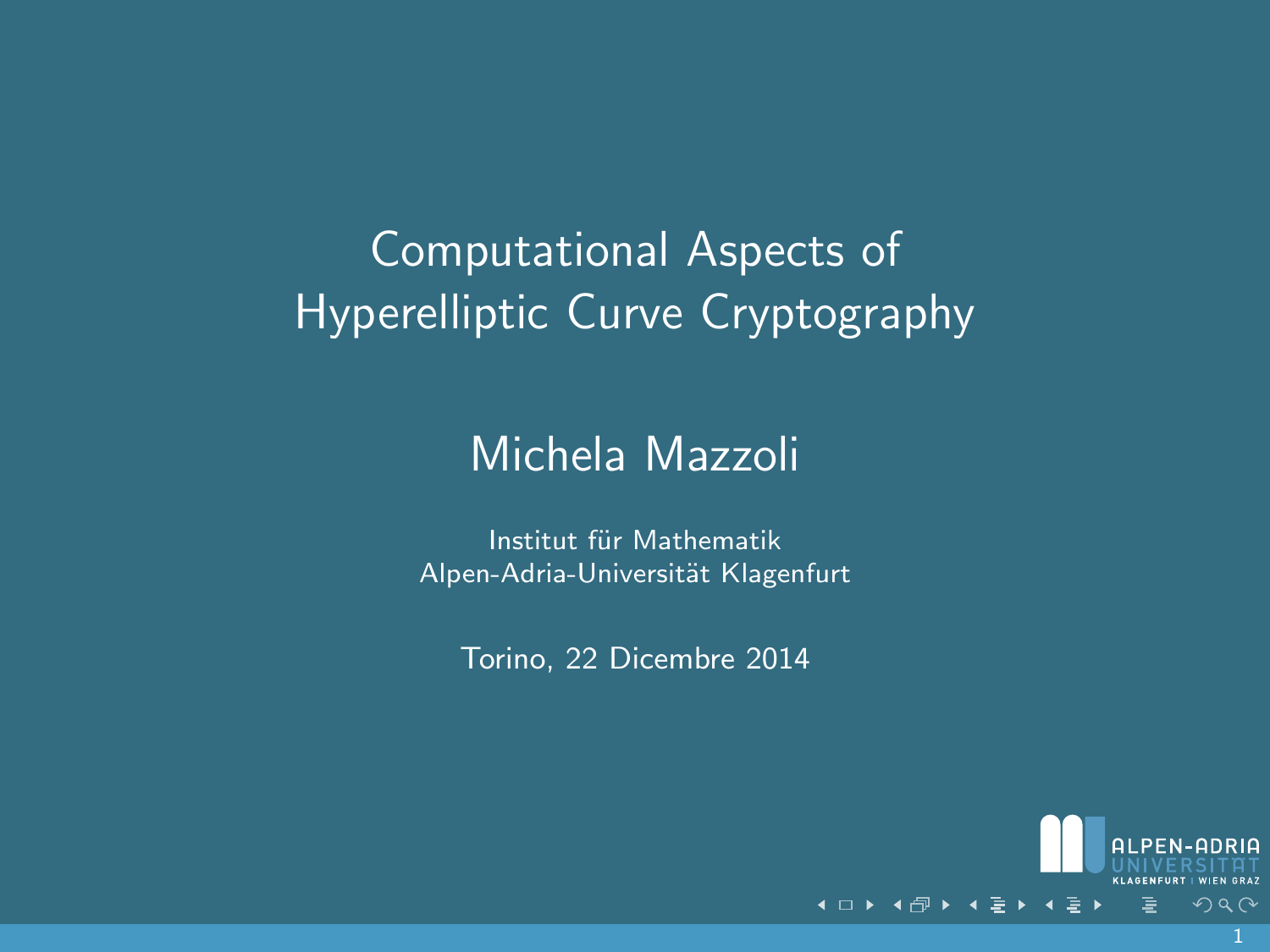# Computational Aspects of Hyperelliptic Curve Cryptography

## Michela Mazzoli

Institut für Mathematik
Alpen-Adria-Universität Klagenfurt

Torino, 22 Dicembre 2014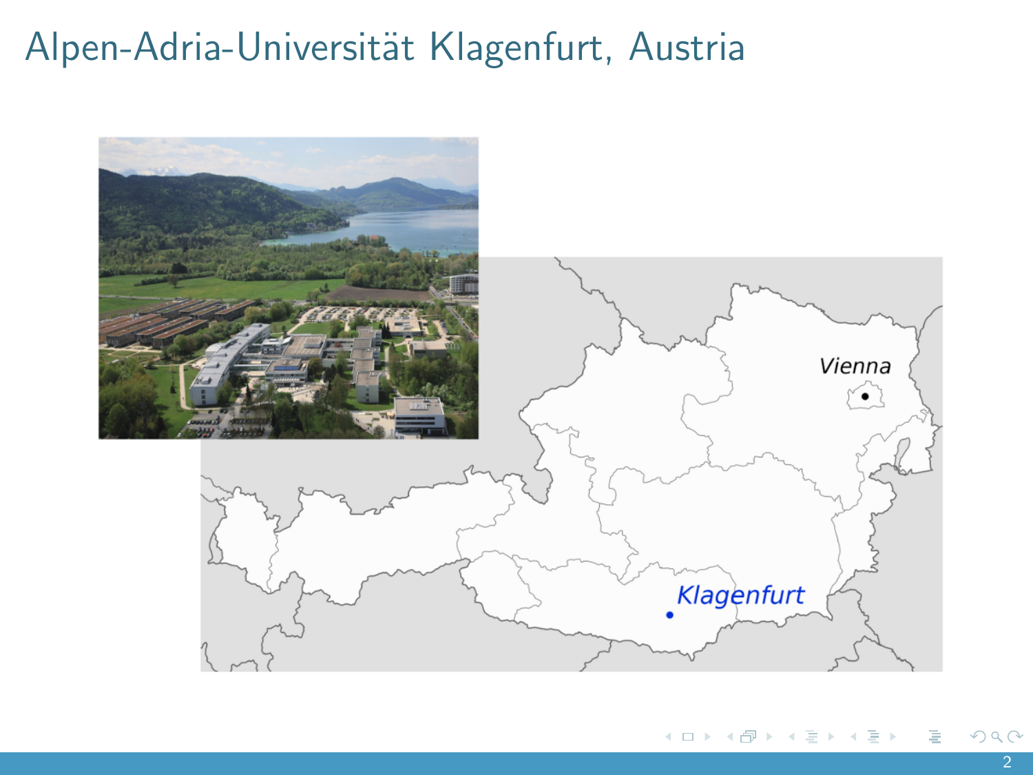# Alpen-Adria-Universität Klagenfurt, Austria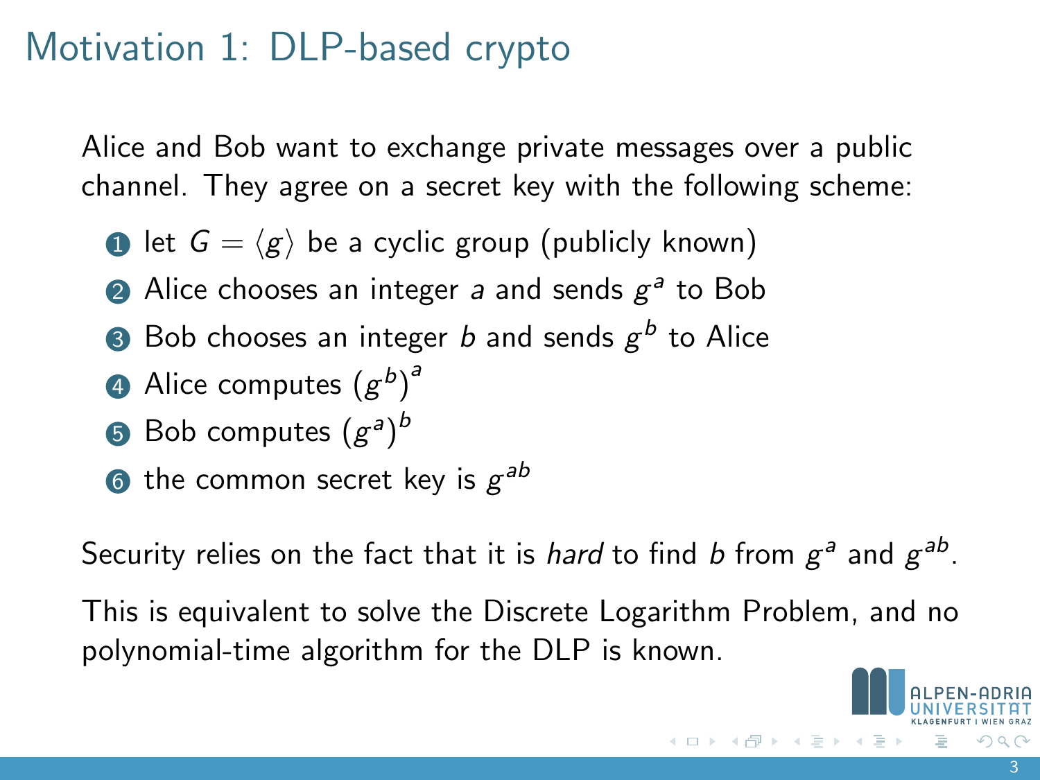# Motivation 1: DLP-based crypto

Alice and Bob want to exchange private messages over a public channel. They agree on a secret key with the following scheme:

1. let $G = \langle g \rangle$ be a cyclic group (publicly known)
2. Alice chooses an integer $a$ and sends $g^a$ to Bob
3. Bob chooses an integer $b$ and sends $g^b$ to Alice
4. Alice computes $(g^b)^a$
5. Bob computes $(g^a)^b$
6. the common secret key is $g^{ab}$

Security relies on the fact that it is *hard* to find $b$ from $g^a$ and $g^{ab}$.

This is equivalent to solve the Discrete Logarithm Problem, and no polynomial-time algorithm for the DLP is known.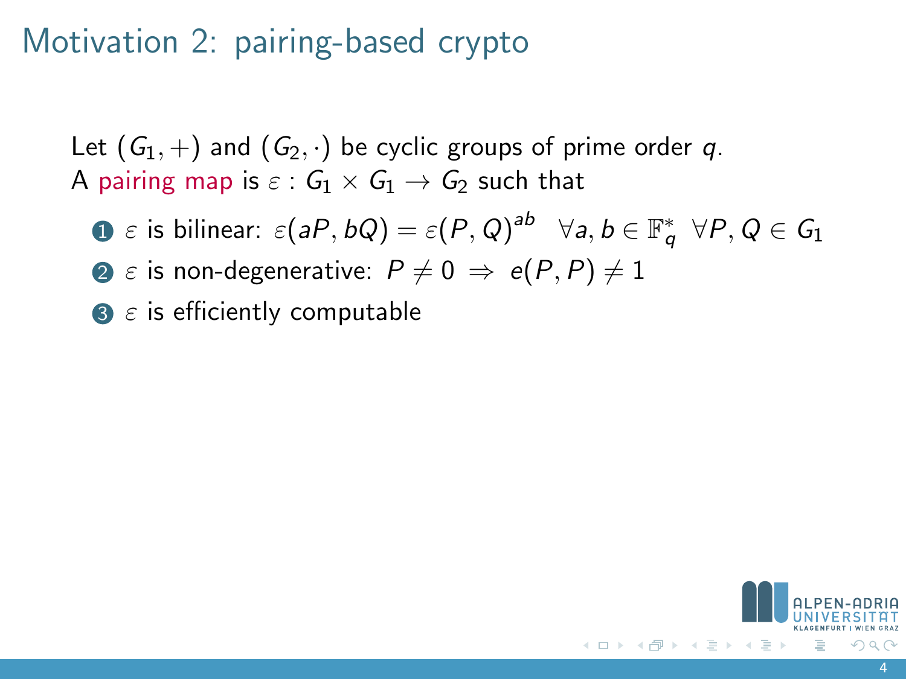# Motivation 2: pairing-based crypto

Let $(G_1, +)$ and $(G_2, \cdot)$ be cyclic groups of prime order $q$.
A pairing map is $\varepsilon : G_1 \times G_1 \rightarrow G_2$ such that

1. $\varepsilon$ is bilinear: $\varepsilon(aP, bQ) = \varepsilon(P, Q)^{ab} \quad \forall a, b \in \mathbb{F}_q^* \; \forall P, Q \in G_1$
2. $\varepsilon$ is non-degenerative: $P \neq 0 \; \Rightarrow \; e(P, P) \neq 1$
3. $\varepsilon$ is efficiently computable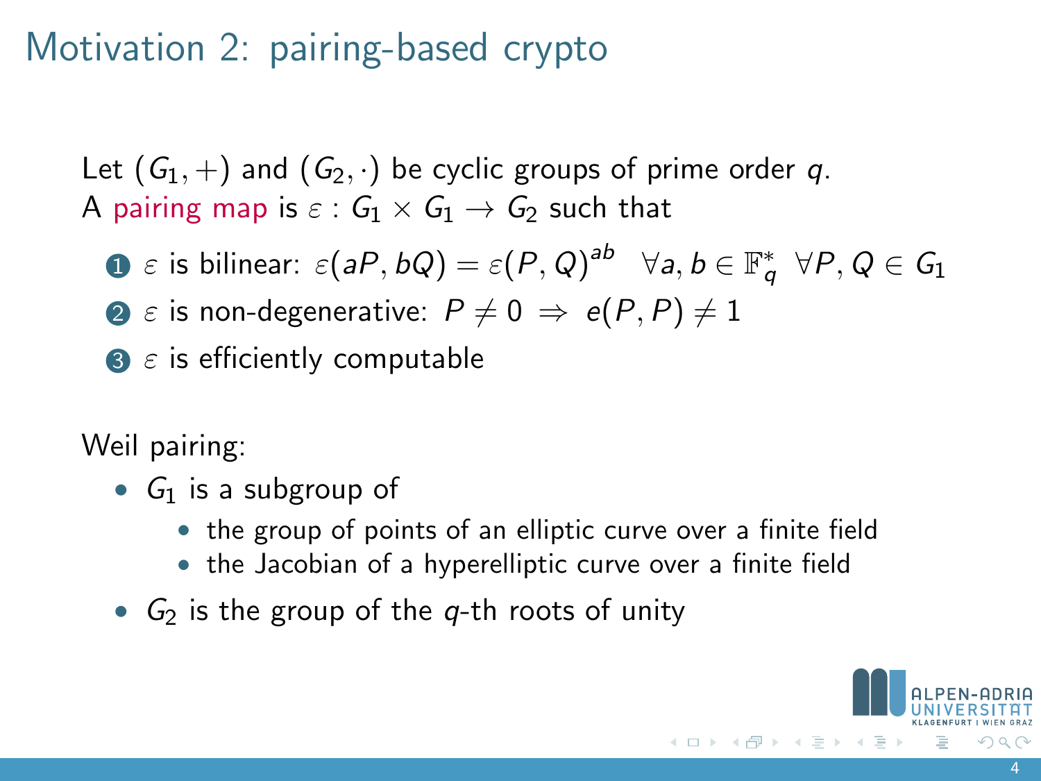# Motivation 2: pairing-based crypto

Let $(G_1, +)$ and $(G_2, \cdot)$ be cyclic groups of prime order $q$.
A pairing map is $\varepsilon : G_1 \times G_1 \to G_2$ such that

1. $\varepsilon$ is bilinear: $\varepsilon(aP, bQ) = \varepsilon(P, Q)^{ab} \quad \forall a, b \in \mathbb{F}_q^* \ \forall P, Q \in G_1$
2. $\varepsilon$ is non-degenerative: $P \neq 0 \Rightarrow e(P, P) \neq 1$
3. $\varepsilon$ is efficiently computable

Weil pairing:

- $G_1$ is a subgroup of
    - the group of points of an elliptic curve over a finite field
    - the Jacobian of a hyperelliptic curve over a finite field
- $G_2$ is the group of the $q$-th roots of unity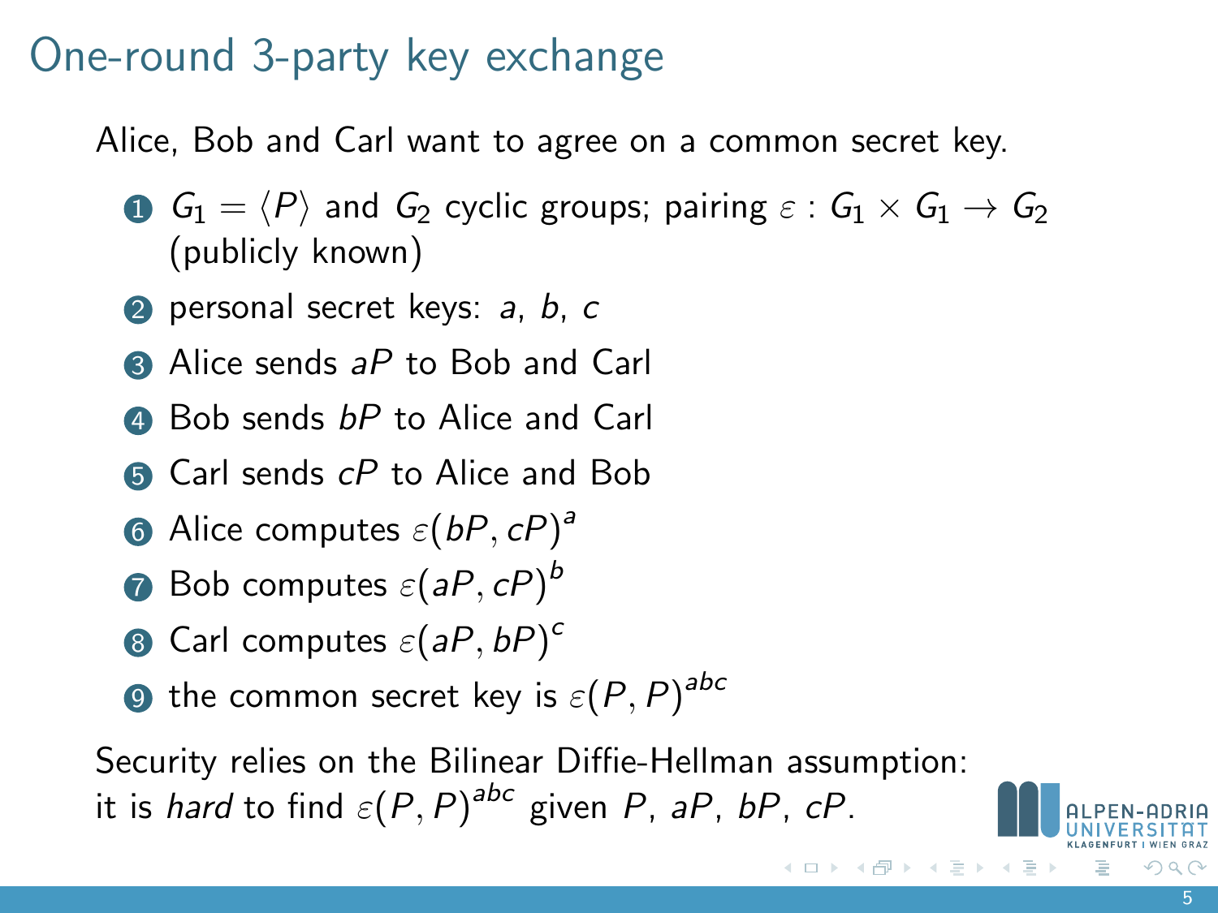# One-round 3-party key exchange

Alice, Bob and Carl want to agree on a common secret key.

1. $G_1 = \langle P \rangle$ and $G_2$ cyclic groups; pairing $\varepsilon : G_1 \times G_1 \to G_2$ (publicly known)
2. personal secret keys: $a$, $b$, $c$
3. Alice sends $aP$ to Bob and Carl
4. Bob sends $bP$ to Alice and Carl
5. Carl sends $cP$ to Alice and Bob
6. Alice computes $\varepsilon(bP, cP)^a$
7. Bob computes $\varepsilon(aP, cP)^b$
8. Carl computes $\varepsilon(aP, bP)^c$
9. the common secret key is $\varepsilon(P, P)^{abc}$

Security relies on the Bilinear Diffie-Hellman assumption: it is *hard* to find $\varepsilon(P, P)^{abc}$ given $P$, $aP$, $bP$, $cP$.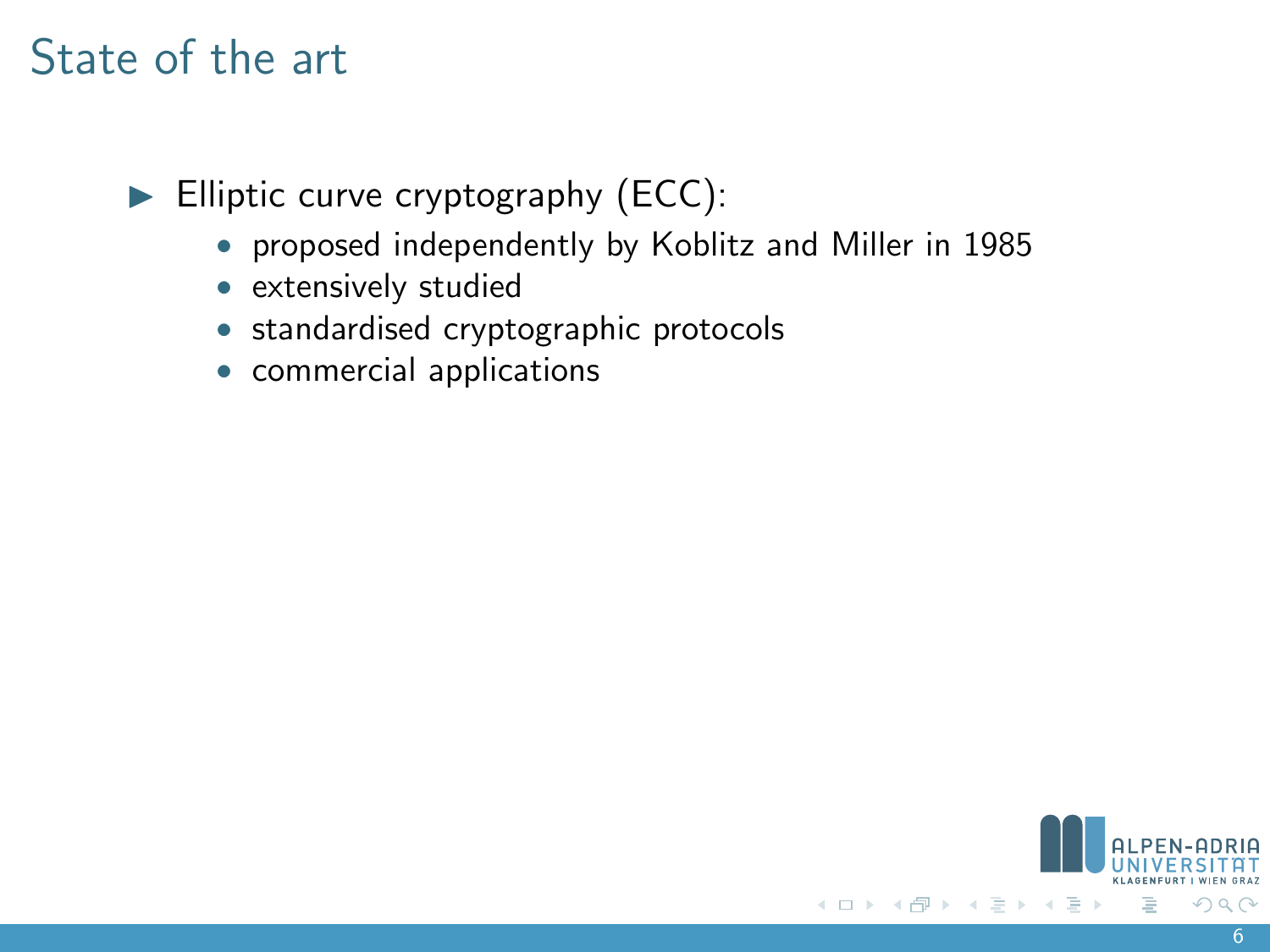# State of the art

- Elliptic curve cryptography (ECC):
    - proposed independently by Koblitz and Miller in 1985
    - extensively studied
    - standardised cryptographic protocols
    - commercial applications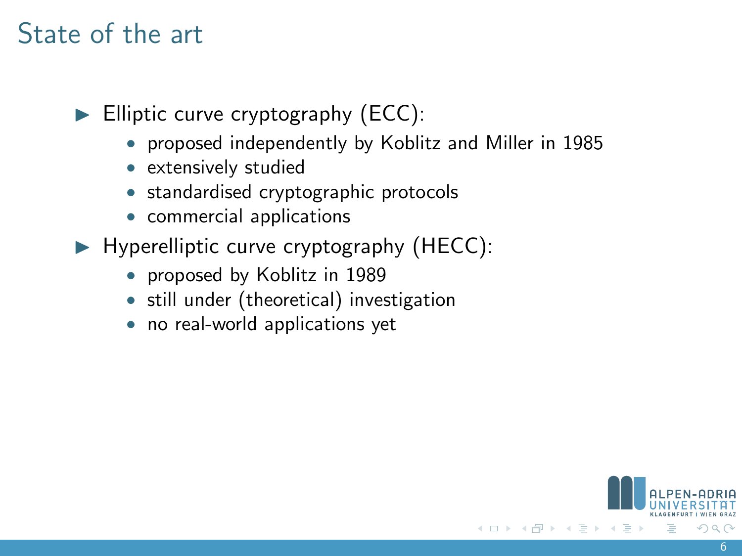# State of the art

- Elliptic curve cryptography (ECC):
  - proposed independently by Koblitz and Miller in 1985
  - extensively studied
  - standardised cryptographic protocols
  - commercial applications
- Hyperelliptic curve cryptography (HECC):
  - proposed by Koblitz in 1989
  - still under (theoretical) investigation
  - no real-world applications yet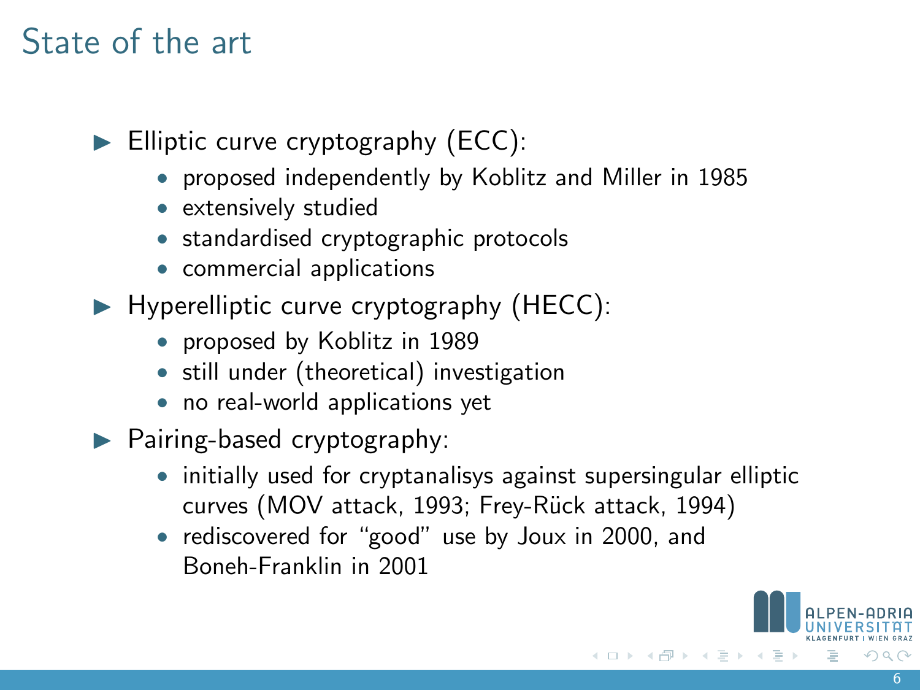# State of the art

- Elliptic curve cryptography (ECC):
  - proposed independently by Koblitz and Miller in 1985
  - extensively studied
  - standardised cryptographic protocols
  - commercial applications
- Hyperelliptic curve cryptography (HECC):
  - proposed by Koblitz in 1989
  - still under (theoretical) investigation
  - no real-world applications yet
- Pairing-based cryptography:
  - initially used for cryptanalisys against supersingular elliptic curves (MOV attack, 1993; Frey-Rück attack, 1994)
  - rediscovered for "good" use by Joux in 2000, and Boneh-Franklin in 2001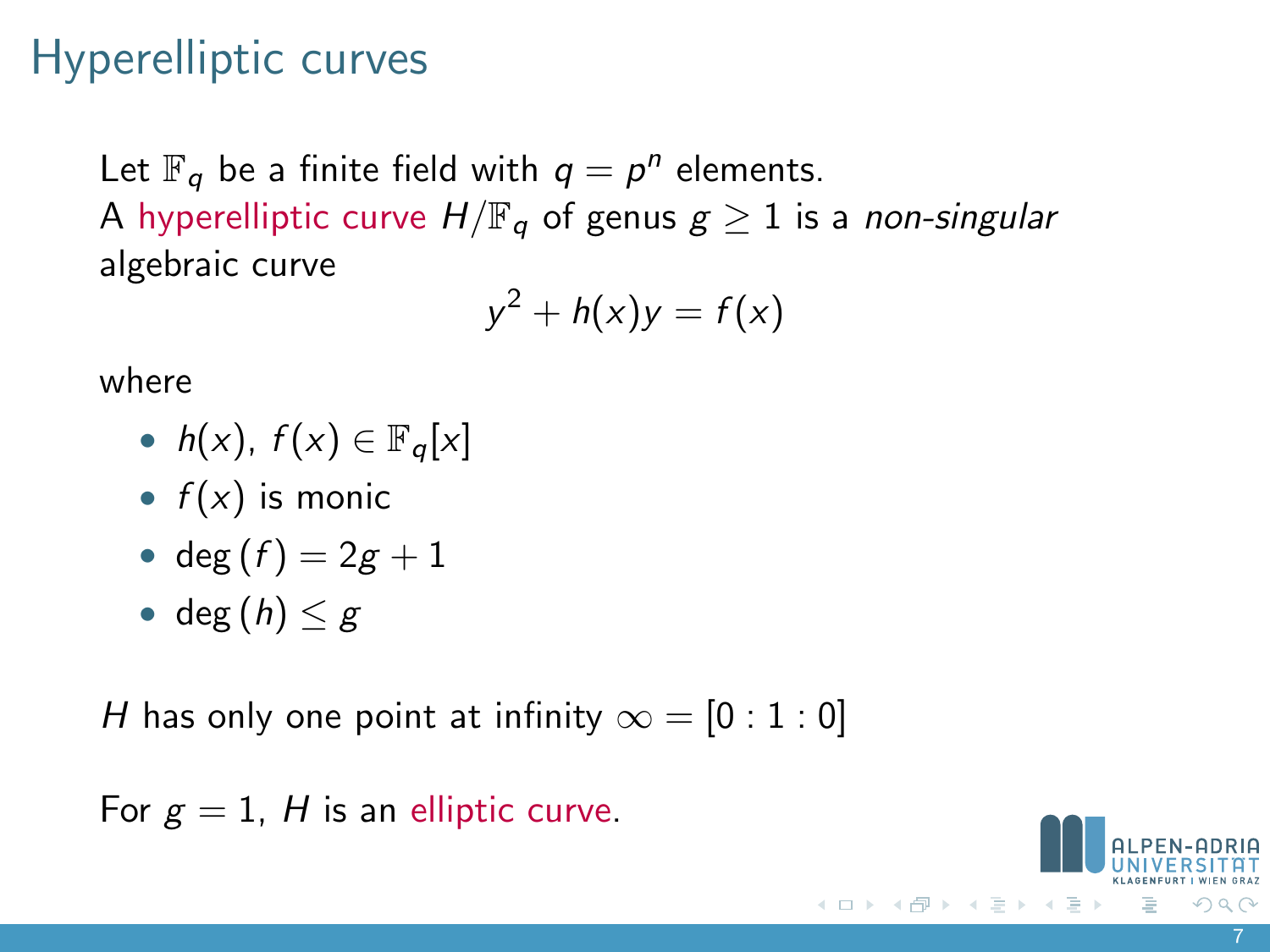# Hyperelliptic curves

Let $\mathbb{F}_q$ be a finite field with $q = p^n$ elements.
A hyperelliptic curve $H/\mathbb{F}_q$ of genus $g \geq 1$ is a *non-singular* algebraic curve

$$y^2 + h(x)y = f(x)$$

where

- $h(x),\ f(x) \in \mathbb{F}_q[x]$
- $f(x)$ is monic
- $\deg(f) = 2g + 1$
- $\deg(h) \leq g$

$H$ has only one point at infinity $\infty = [0 : 1 : 0]$

For $g = 1$, $H$ is an elliptic curve.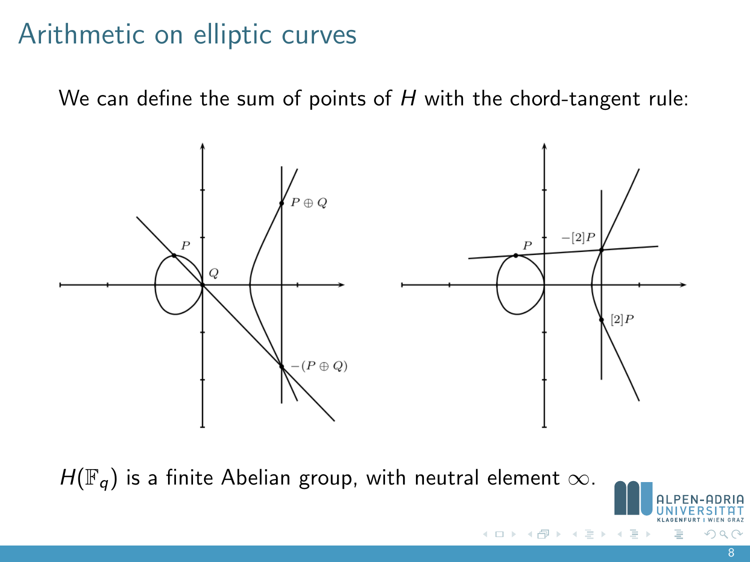# Arithmetic on elliptic curves

We can define the sum of points of $H$ with the chord-tangent rule:

$H(\mathbb{F}_q)$ is a finite Abelian group, with neutral element $\infty$.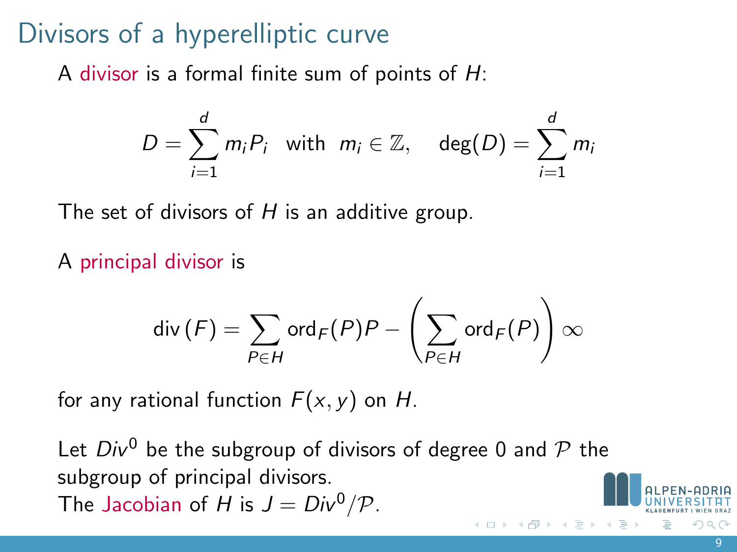# Divisors of a hyperelliptic curve

A divisor is a formal finite sum of points of $H$:

$$D = \sum_{i=1}^{d} m_i P_i \quad \text{with} \quad m_i \in \mathbb{Z}, \qquad \deg(D) = \sum_{i=1}^{d} m_i$$

The set of divisors of $H$ is an additive group.

A principal divisor is

$$\operatorname{div}(F) = \sum_{P \in H} \operatorname{ord}_F(P) P - \left( \sum_{P \in H} \operatorname{ord}_F(P) \right) \infty$$

for any rational function $F(x, y)$ on $H$.

Let $Div^0$ be the subgroup of divisors of degree 0 and $\mathcal{P}$ the subgroup of principal divisors.
The Jacobian of $H$ is $J = Div^0 / \mathcal{P}$.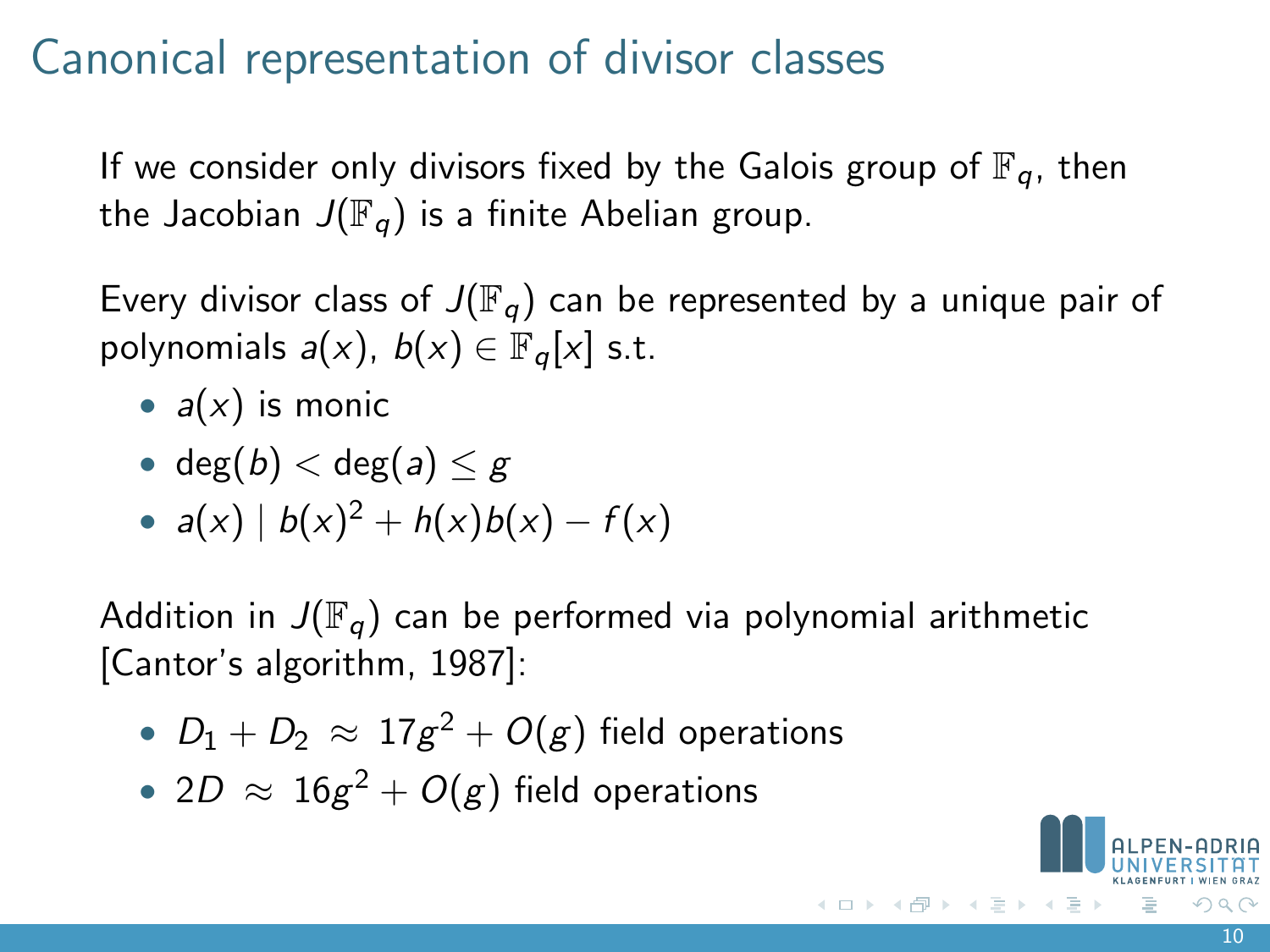# Canonical representation of divisor classes

If we consider only divisors fixed by the Galois group of $\mathbb{F}_q$, then the Jacobian $J(\mathbb{F}_q)$ is a finite Abelian group.

Every divisor class of $J(\mathbb{F}_q)$ can be represented by a unique pair of polynomials $a(x)$, $b(x) \in \mathbb{F}_q[x]$ s.t.

- $a(x)$ is monic
- $\deg(b) < \deg(a) \leq g$
- $a(x) \mid b(x)^2 + h(x)b(x) - f(x)$

Addition in $J(\mathbb{F}_q)$ can be performed via polynomial arithmetic [Cantor's algorithm, 1987]:

- $D_1 + D_2 \approx 17g^2 + O(g)$ field operations
- $2D \approx 16g^2 + O(g)$ field operations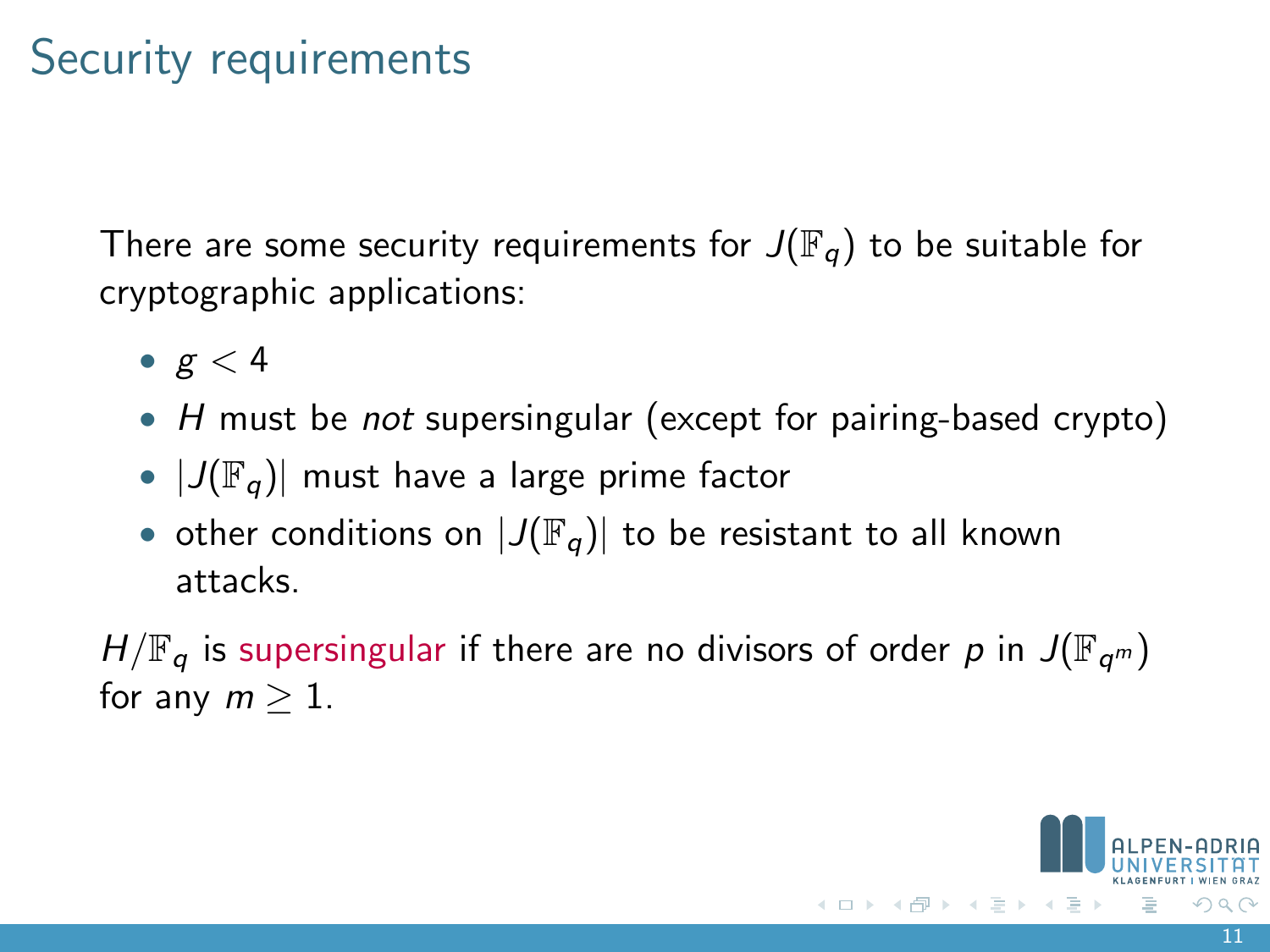# Security requirements

There are some security requirements for $J(\mathbb{F}_q)$ to be suitable for cryptographic applications:

- $g < 4$
- $H$ must be *not* supersingular (except for pairing-based crypto)
- $|J(\mathbb{F}_q)|$ must have a large prime factor
- other conditions on $|J(\mathbb{F}_q)|$ to be resistant to all known attacks.

$H/\mathbb{F}_q$ is supersingular if there are no divisors of order $p$ in $J(\mathbb{F}_{q^m})$ for any $m \geq 1$.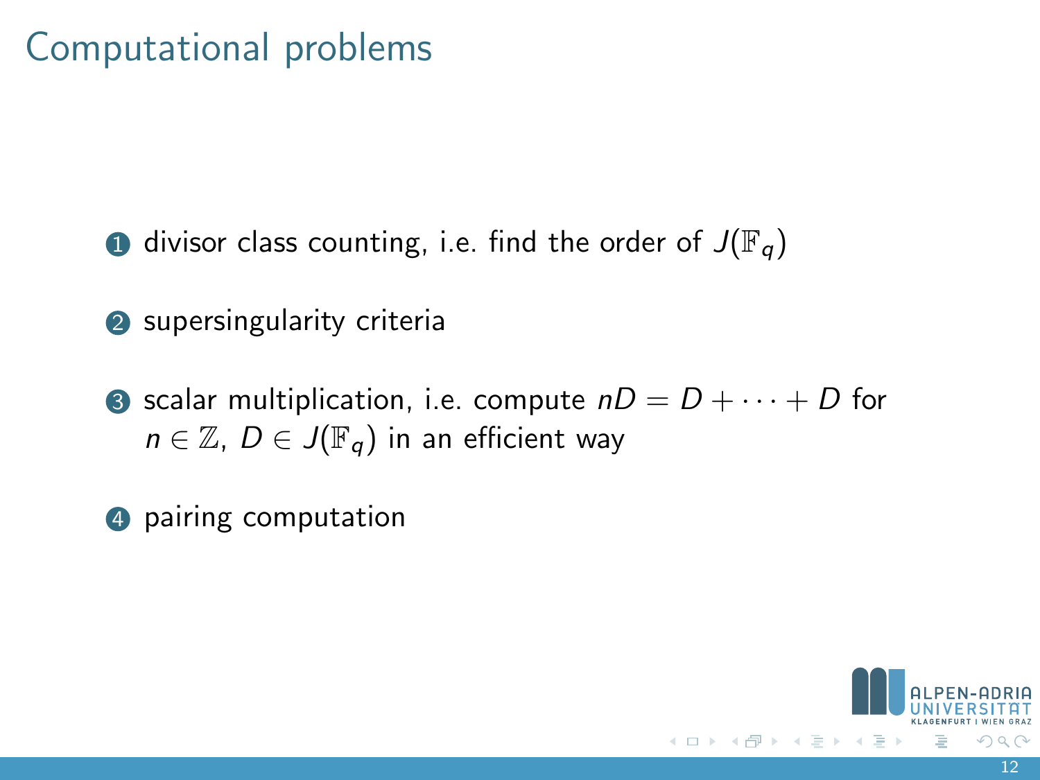# Computational problems

1. divisor class counting, i.e. find the order of $J(\mathbb{F}_q)$
2. supersingularity criteria
3. scalar multiplication, i.e. compute $nD = D + \cdots + D$ for $n \in \mathbb{Z}$, $D \in J(\mathbb{F}_q)$ in an efficient way
4. pairing computation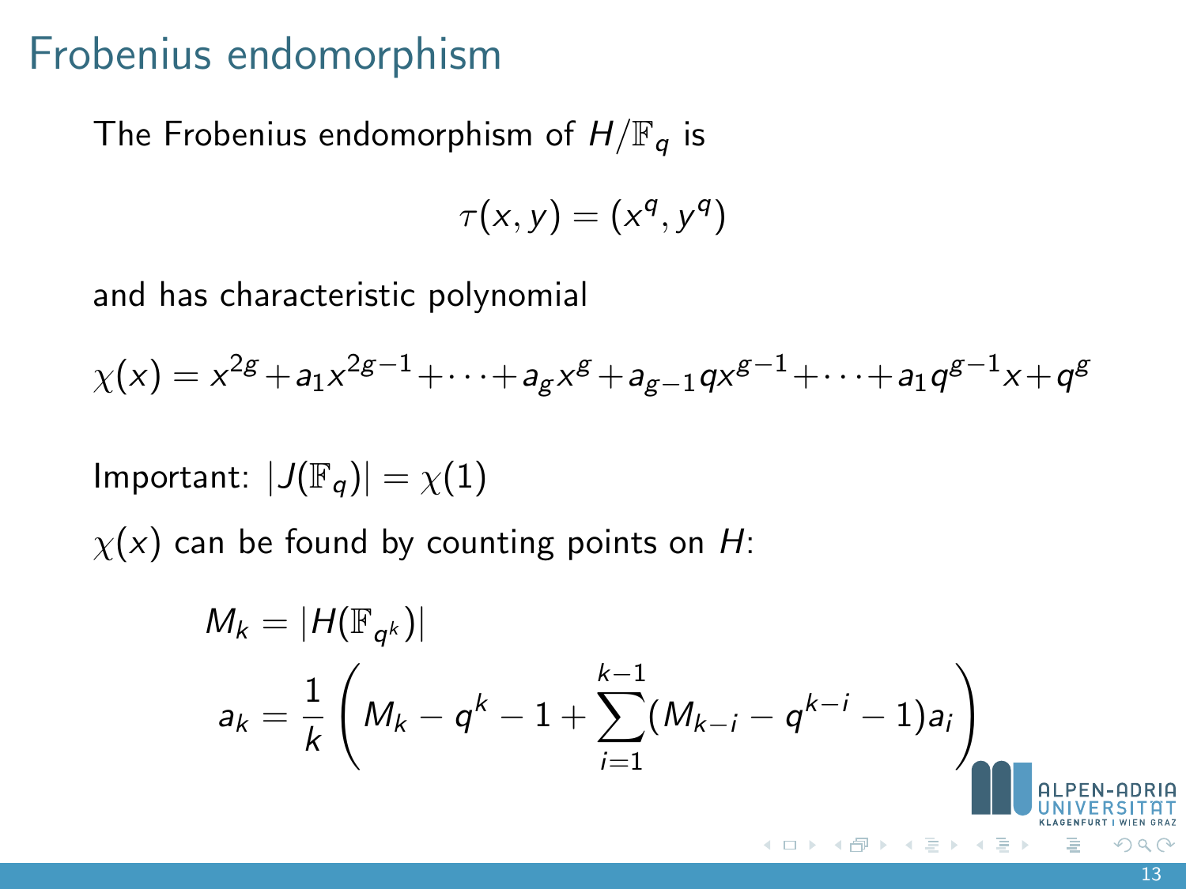# Frobenius endomorphism

The Frobenius endomorphism of $H/\mathbb{F}_q$ is

$$\tau(x, y) = (x^q, y^q)$$

and has characteristic polynomial

$$\chi(x) = x^{2g} + a_1 x^{2g-1} + \cdots + a_g x^g + a_{g-1} q x^{g-1} + \cdots + a_1 q^{g-1} x + q^g$$

Important: $|J(\mathbb{F}_q)| = \chi(1)$

$\chi(x)$ can be found by counting points on $H$:

$$M_k = |H(\mathbb{F}_{q^k})|$$

$$a_k = \frac{1}{k}\left(M_k - q^k - 1 + \sum_{i=1}^{k-1}(M_{k-i} - q^{k-i} - 1)a_i\right)$$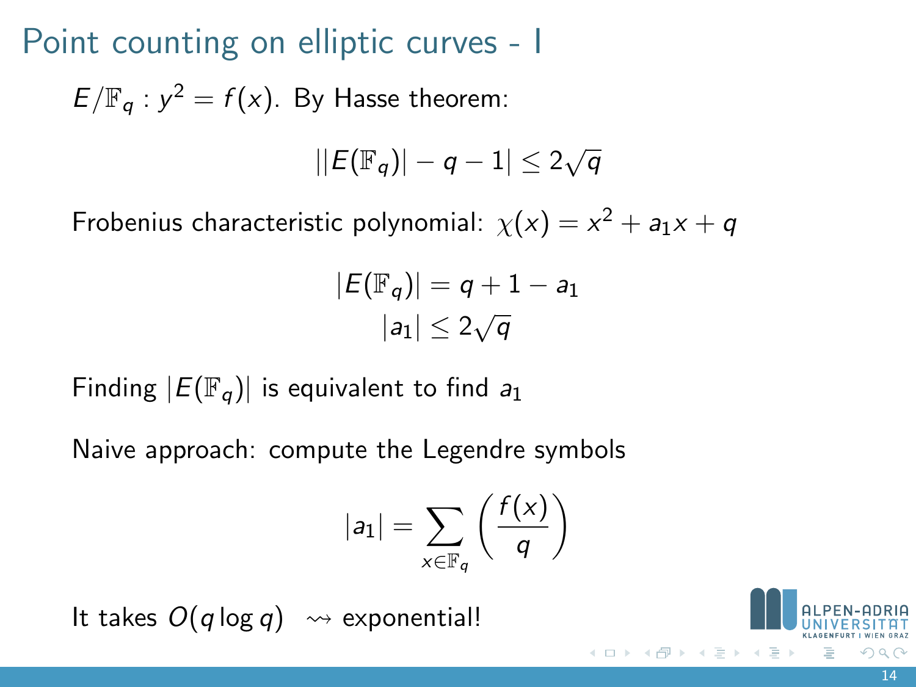# Point counting on elliptic curves - I

$E/\mathbb{F}_q : y^2 = f(x)$. By Hasse theorem:

$$||E(\mathbb{F}_q)| - q - 1| \leq 2\sqrt{q}$$

Frobenius characteristic polynomial: $\chi(x) = x^2 + a_1 x + q$

$$|E(\mathbb{F}_q)| = q + 1 - a_1$$
$$|a_1| \leq 2\sqrt{q}$$

Finding $|E(\mathbb{F}_q)|$ is equivalent to find $a_1$

Naive approach: compute the Legendre symbols

$$|a_1| = \sum_{x \in \mathbb{F}_q} \left( \frac{f(x)}{q} \right)$$

It takes $O(q \log q)$ $\rightsquigarrow$ exponential!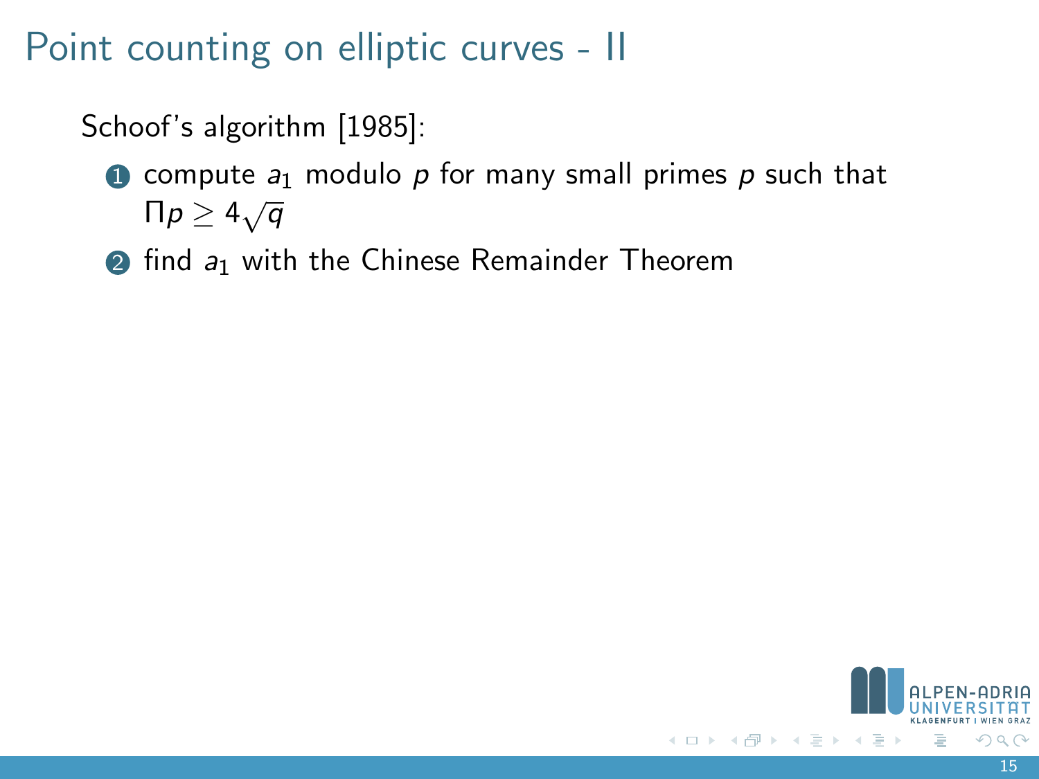# Point counting on elliptic curves - II

Schoof's algorithm [1985]:

1. compute $a_1$ modulo $p$ for many small primes $p$ such that $\Pi p \geq 4\sqrt{q}$
2. find $a_1$ with the Chinese Remainder Theorem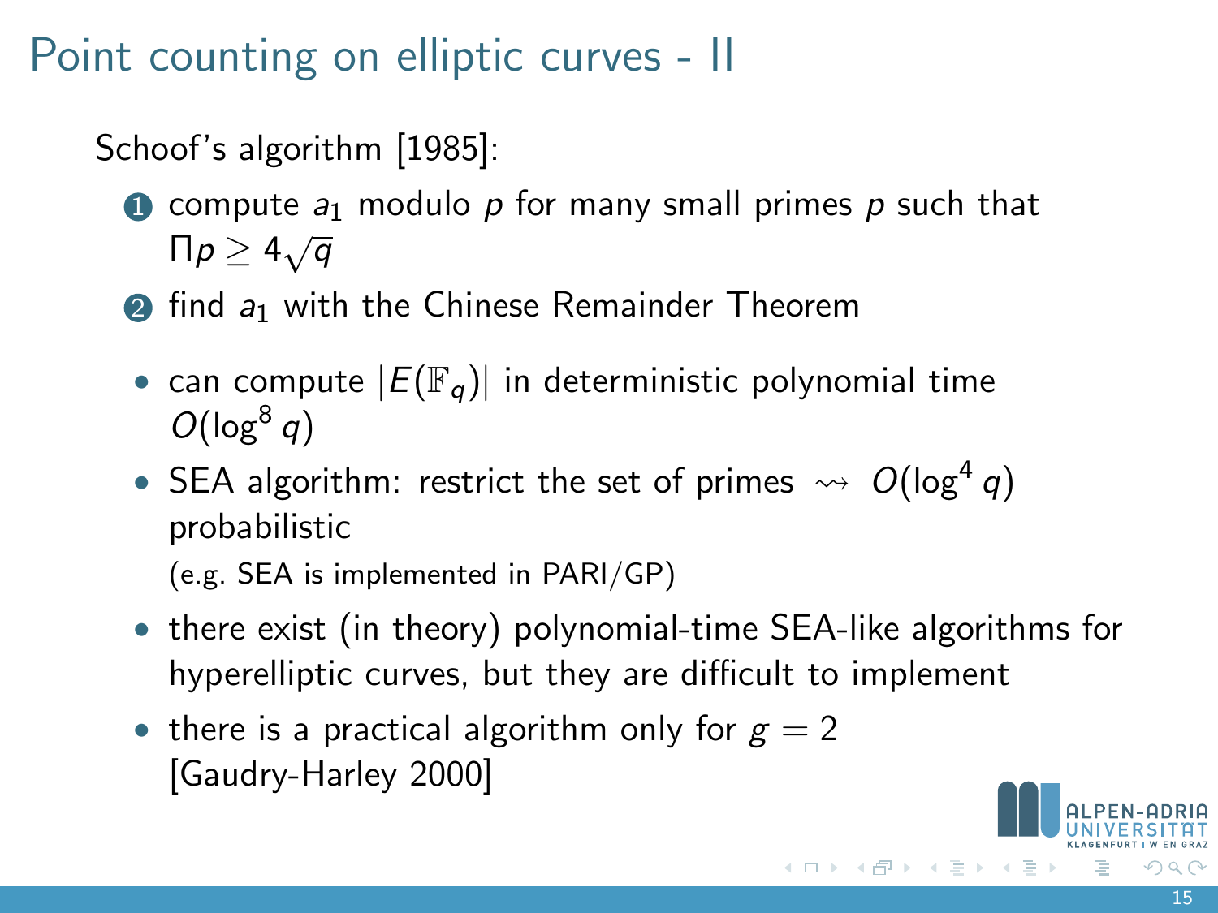# Point counting on elliptic curves - II

Schoof's algorithm [1985]:

1. compute $a_1$ modulo $p$ for many small primes $p$ such that $\Pi p \geq 4\sqrt{q}$
2. find $a_1$ with the Chinese Remainder Theorem

- can compute $|E(\mathbb{F}_q)|$ in deterministic polynomial time $O(\log^8 q)$
- SEA algorithm: restrict the set of primes $\rightsquigarrow$ $O(\log^4 q)$ probabilistic
  (e.g. SEA is implemented in PARI/GP)
- there exist (in theory) polynomial-time SEA-like algorithms for hyperelliptic curves, but they are difficult to implement
- there is a practical algorithm only for $g = 2$ [Gaudry-Harley 2000]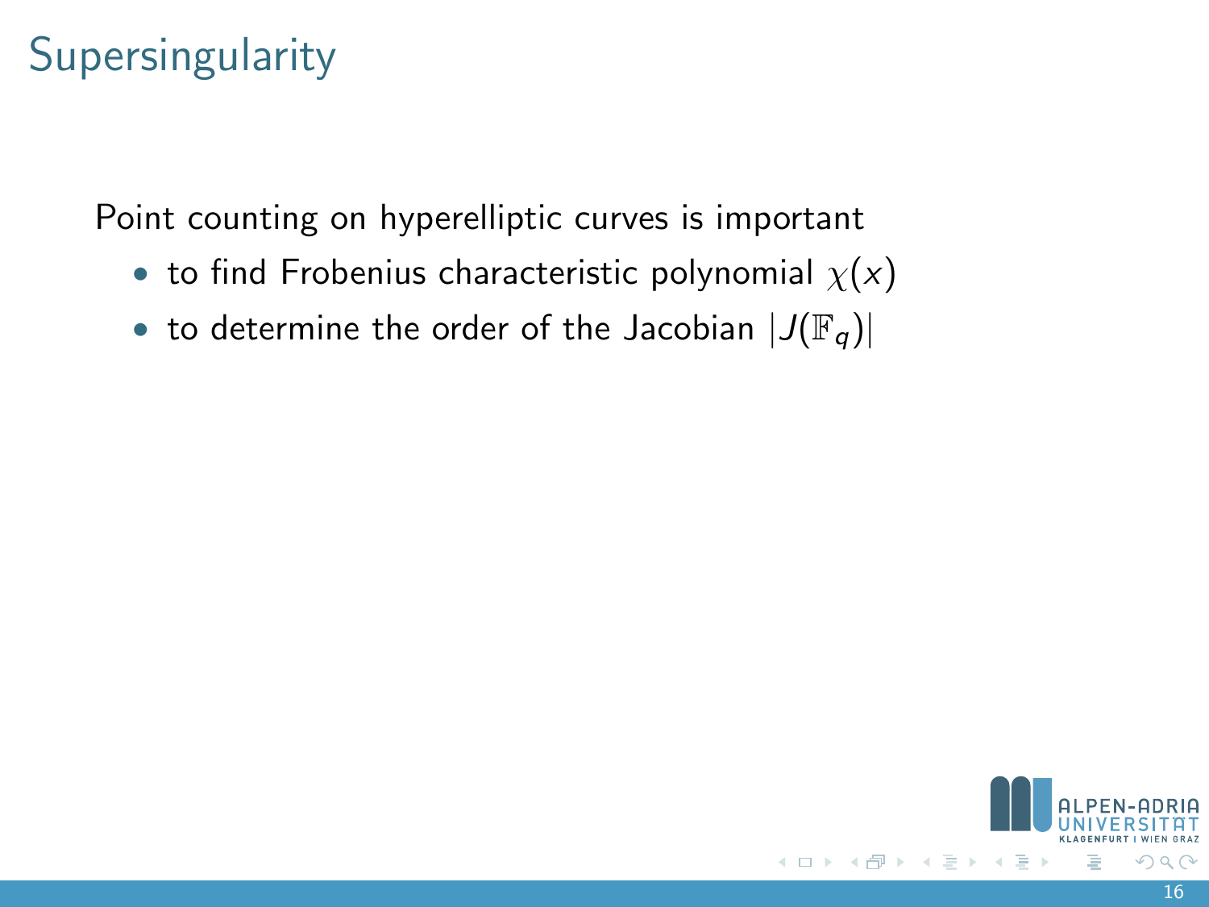# Supersingularity

Point counting on hyperelliptic curves is important

- to find Frobenius characteristic polynomial $\chi(x)$
- to determine the order of the Jacobian $|J(\mathbb{F}_q)|$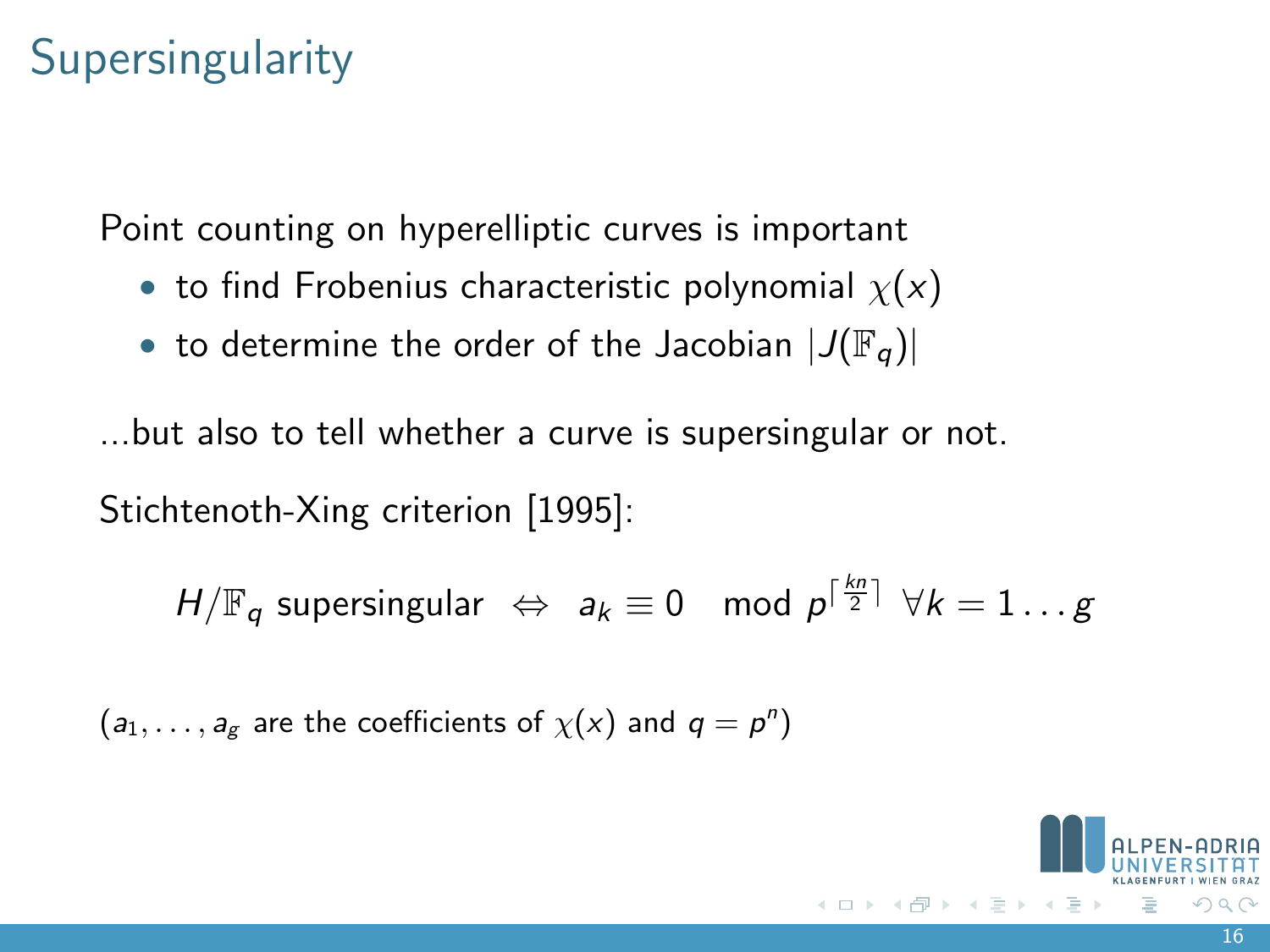# Supersingularity

Point counting on hyperelliptic curves is important

- to find Frobenius characteristic polynomial $\chi(x)$
- to determine the order of the Jacobian $|J(\mathbb{F}_q)|$

...but also to tell whether a curve is supersingular or not.

Stichtenoth-Xing criterion [1995]:

$$H/\mathbb{F}_q \text{ supersingular } \Leftrightarrow \; a_k \equiv 0 \mod p^{\lceil \frac{kn}{2} \rceil} \; \forall k = 1 \ldots g$$

($a_1, \ldots, a_g$ are the coefficients of $\chi(x)$ and $q = p^n$)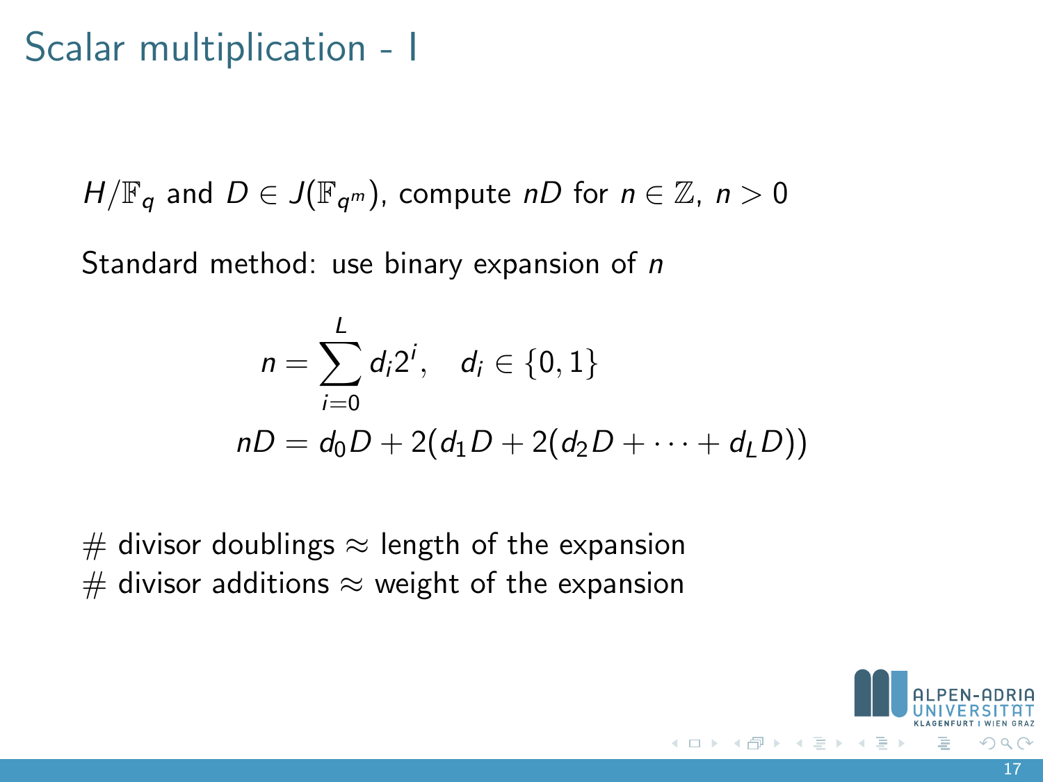# Scalar multiplication - I

$H/\mathbb{F}_q$ and $D \in J(\mathbb{F}_{q^m})$, compute $nD$ for $n \in \mathbb{Z}$, $n > 0$

Standard method: use binary expansion of $n$

$$n = \sum_{i=0}^{L} d_i 2^i, \quad d_i \in \{0, 1\}$$

$$nD = d_0 D + 2(d_1 D + 2(d_2 D + \cdots + d_L D))$$

# divisor doublings $\approx$ length of the expansion
# divisor additions $\approx$ weight of the expansion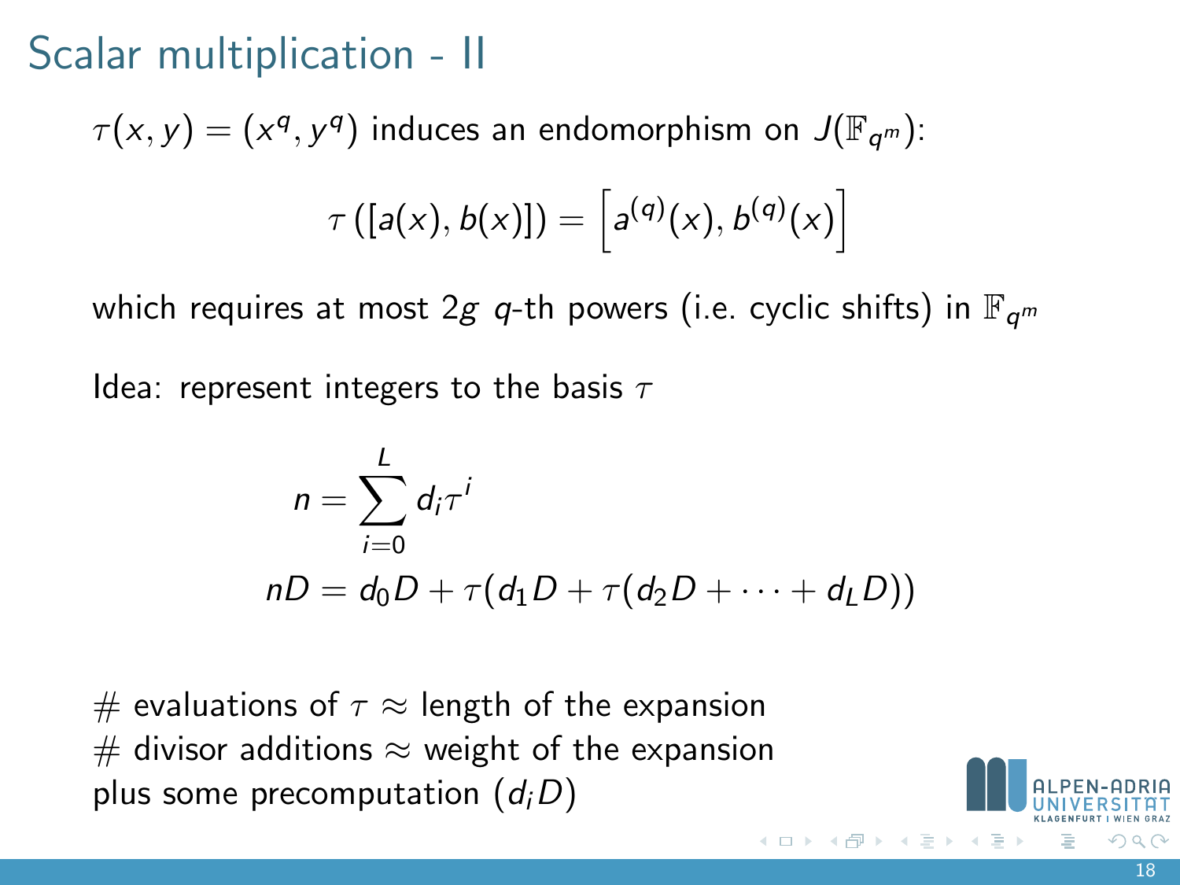# Scalar multiplication - II

$\tau(x, y) = (x^q, y^q)$ induces an endomorphism on $J(\mathbb{F}_{q^m})$:

$$\tau\left([a(x), b(x)]\right) = \left[a^{(q)}(x), b^{(q)}(x)\right]$$

which requires at most $2g$ $q$-th powers (i.e. cyclic shifts) in $\mathbb{F}_{q^m}$

Idea: represent integers to the basis $\tau$

$$n = \sum_{i=0}^{L} d_i \tau^i$$

$$nD = d_0 D + \tau(d_1 D + \tau(d_2 D + \cdots + d_L D))$$

\# evaluations of $\tau \approx$ length of the expansion
\# divisor additions $\approx$ weight of the expansion
plus some precomputation $(d_i D)$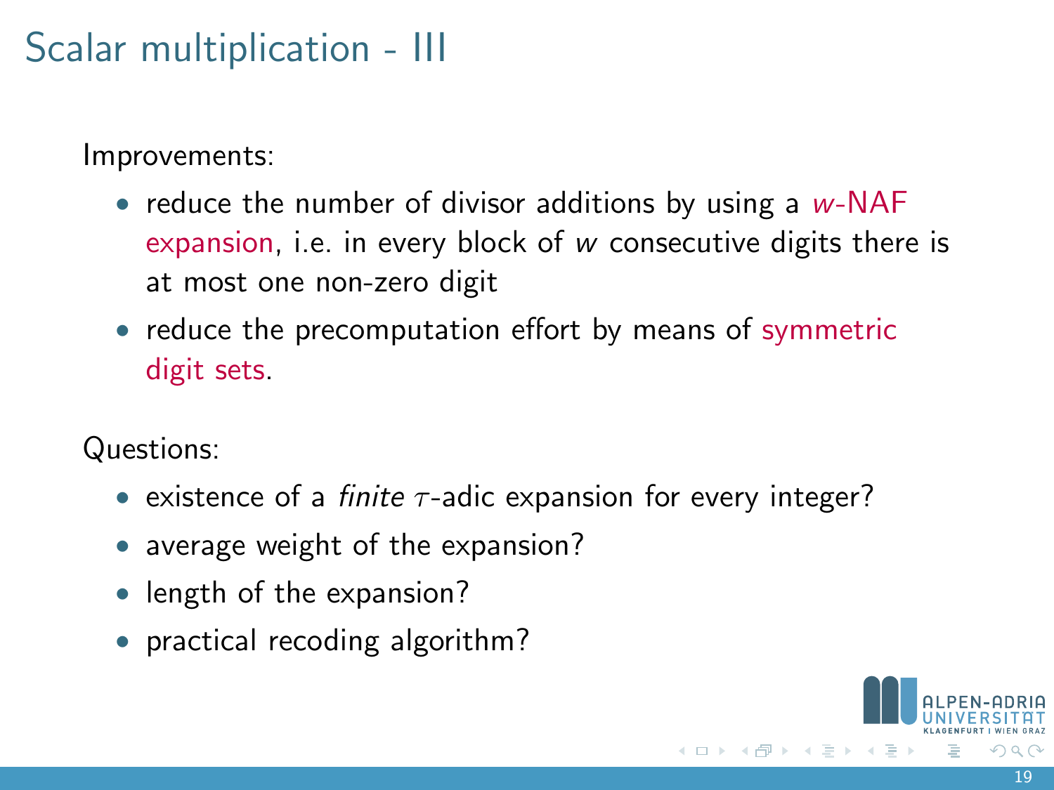# Scalar multiplication - III

Improvements:

- reduce the number of divisor additions by using a $w$-NAF expansion, i.e. in every block of $w$ consecutive digits there is at most one non-zero digit
- reduce the precomputation effort by means of symmetric digit sets.

Questions:

- existence of a *finite* $\tau$-adic expansion for every integer?
- average weight of the expansion?
- length of the expansion?
- practical recoding algorithm?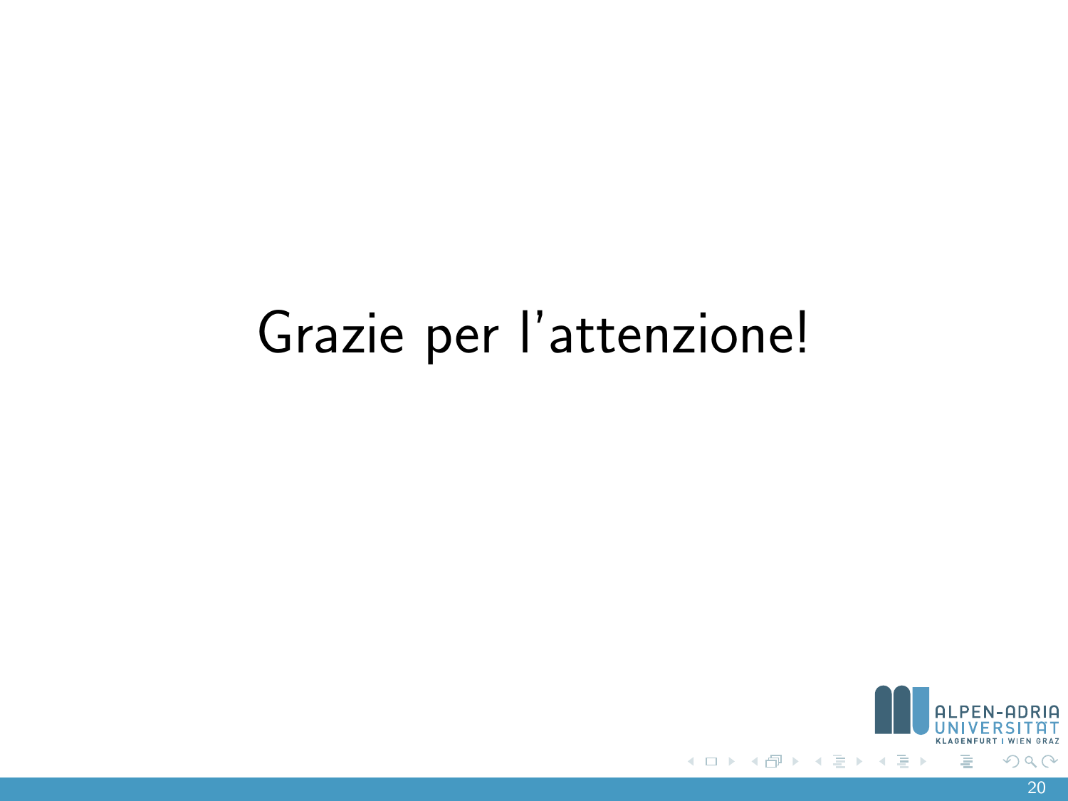Grazie per l'attenzione!